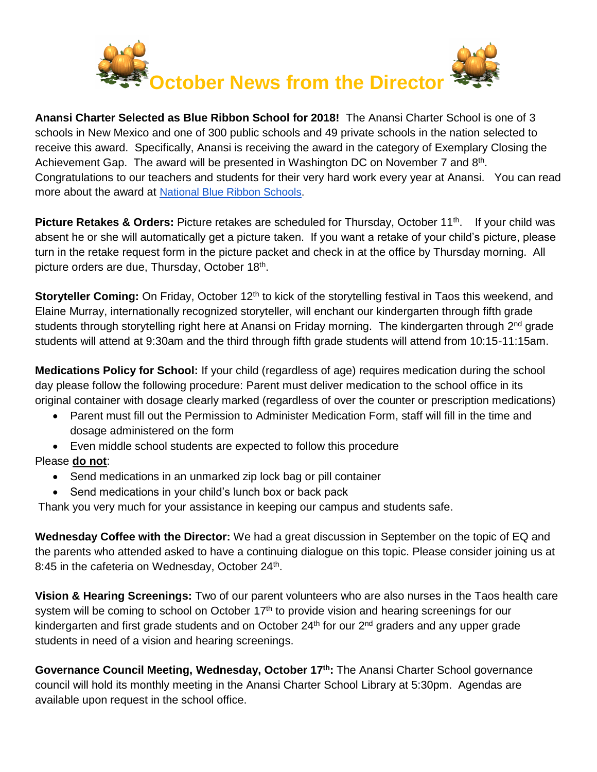# October News from the Director

**Anansi Charter Selected as Blue Ribbon School for 2018!** The Anansi Charter School is one of 3 schools in New Mexico and one of 300 public schools and 49 private schools in the nation selected to receive this award. Specifically, Anansi is receiving the award in the category of Exemplary Closing the Achievement Gap. The award will be presented in Washington DC on November 7 and 8th. Congratulations to our teachers and students for their very hard work every year at Anansi. You can read more about the award at National Blue Ribbon Schools.

**Picture Retakes & Orders:** Picture retakes are scheduled for Thursday, October 11th. If your child was absent he or she will automatically get a picture taken. If you want a retake of your child's picture, please turn in the retake request form in the picture packet and check in at the office by Thursday morning. All picture orders are due, Thursday, October 18th.

**Storyteller Coming:** On Friday, October 12th to kick of the storytelling festival in Taos this weekend, and Elaine Murray, internationally recognized storyteller, will enchant our kindergarten through fifth grade students through storytelling right here at Anansi on Friday morning. The kindergarten through 2nd grade students will attend at 9:30am and the third through fifth grade students will attend from 10:15-11:15am.

**Medications Policy for School:** If your child (regardless of age) requires medication during the school day please follow the following procedure: Parent must deliver medication to the school office in its original container with dosage clearly marked (regardless of over the counter or prescription medications)

- Parent must fill out the Permission to Administer Medication Form, staff will fill in the time and dosage administered on the form
- Even middle school students are expected to follow this procedure

Please **do not**:

- Send medications in an unmarked zip lock bag or pill container
- Send medications in your child's lunch box or back pack

Thank you very much for your assistance in keeping our campus and students safe.

**Wednesday Coffee with the Director:** We had a great discussion in September on the topic of EQ and the parents who attended asked to have a continuing dialogue on this topic. Please consider joining us at 8:45 in the cafeteria on Wednesday, October 24th.

**Vision & Hearing Screenings:** Two of our parent volunteers who are also nurses in the Taos health care system will be coming to school on October 17th to provide vision and hearing screenings for our kindergarten and first grade students and on October 24th for our 2nd graders and any upper grade students in need of a vision and hearing screenings.

**Governance Council Meeting, Wednesday, October 17th:** The Anansi Charter School governance council will hold its monthly meeting in the Anansi Charter School Library at 5:30pm. Agendas are available upon request in the school office.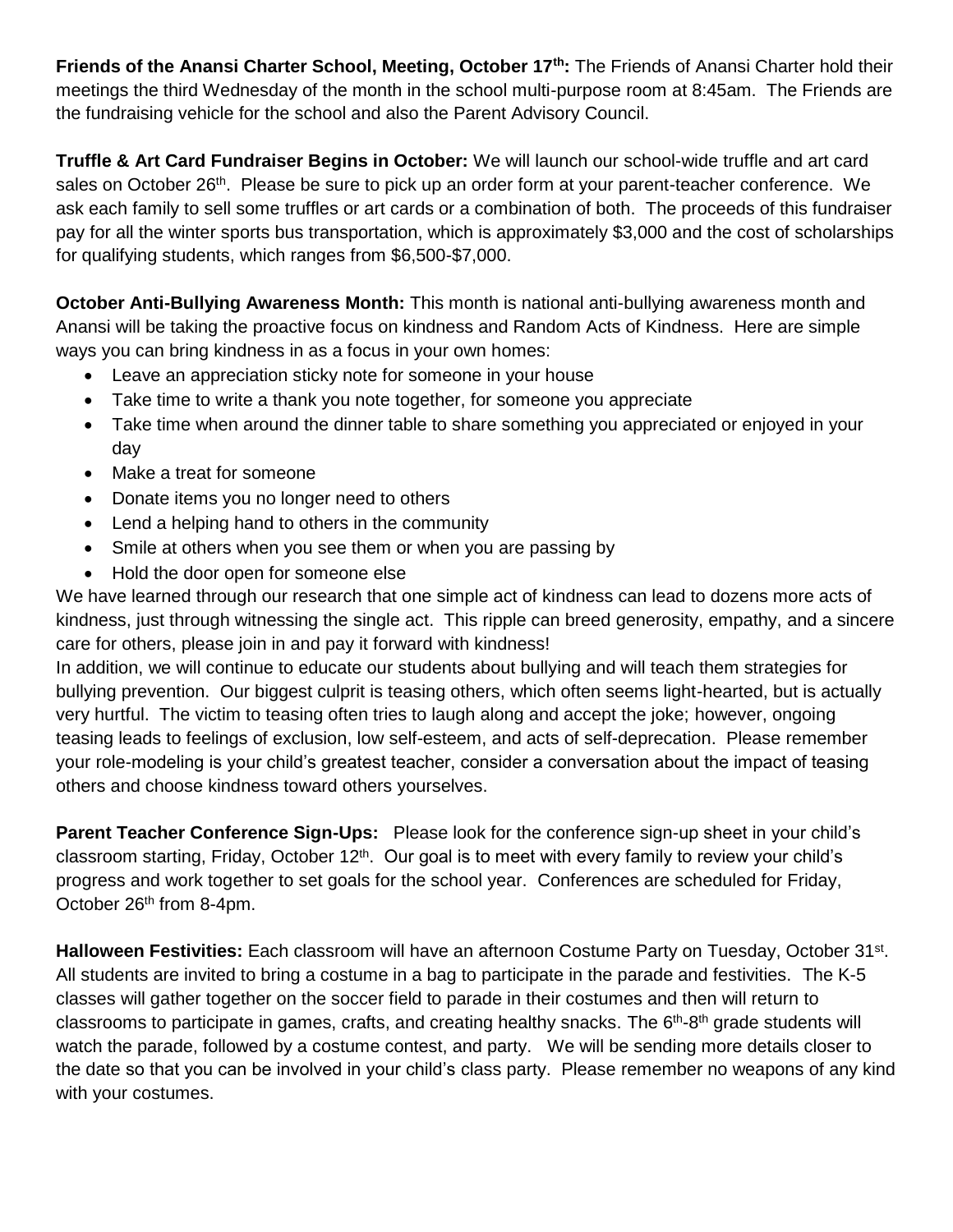**Friends of the Anansi Charter School, Meeting, October 17th:** The Friends of Anansi Charter hold their meetings the third Wednesday of the month in the school multi-purpose room at 8:45am. The Friends are the fundraising vehicle for the school and also the Parent Advisory Council.

**Truffle & Art Card Fundraiser Begins in October:** We will launch our school-wide truffle and art card sales on October 26th. Please be sure to pick up an order form at your parent-teacher conference. We ask each family to sell some truffles or art cards or a combination of both. The proceeds of this fundraiser pay for all the winter sports bus transportation, which is approximately $3,000 and the cost of scholarships for qualifying students, which ranges from $6,500-$7,000.

**October Anti-Bullying Awareness Month:** This month is national anti-bullying awareness month and Anansi will be taking the proactive focus on kindness and Random Acts of Kindness. Here are simple ways you can bring kindness in as a focus in your own homes:

- Leave an appreciation sticky note for someone in your house
- Take time to write a thank you note together, for someone you appreciate
- Take time when around the dinner table to share something you appreciated or enjoyed in your day
- Make a treat for someone
- Donate items you no longer need to others
- Lend a helping hand to others in the community
- Smile at others when you see them or when you are passing by
- Hold the door open for someone else

We have learned through our research that one simple act of kindness can lead to dozens more acts of kindness, just through witnessing the single act. This ripple can breed generosity, empathy, and a sincere care for others, please join in and pay it forward with kindness!

In addition, we will continue to educate our students about bullying and will teach them strategies for bullying prevention. Our biggest culprit is teasing others, which often seems light-hearted, but is actually very hurtful. The victim to teasing often tries to laugh along and accept the joke; however, ongoing teasing leads to feelings of exclusion, low self-esteem, and acts of self-deprecation. Please remember your role-modeling is your child's greatest teacher, consider a conversation about the impact of teasing others and choose kindness toward others yourselves.

**Parent Teacher Conference Sign-Ups:** Please look for the conference sign-up sheet in your child's classroom starting, Friday, October 12th. Our goal is to meet with every family to review your child's progress and work together to set goals for the school year. Conferences are scheduled for Friday, October 26th from 8-4pm.

**Halloween Festivities:** Each classroom will have an afternoon Costume Party on Tuesday, October 31st. All students are invited to bring a costume in a bag to participate in the parade and festivities. The K-5 classes will gather together on the soccer field to parade in their costumes and then will return to classrooms to participate in games, crafts, and creating healthy snacks. The 6th-8th grade students will watch the parade, followed by a costume contest, and party. We will be sending more details closer to the date so that you can be involved in your child's class party. Please remember no weapons of any kind with your costumes.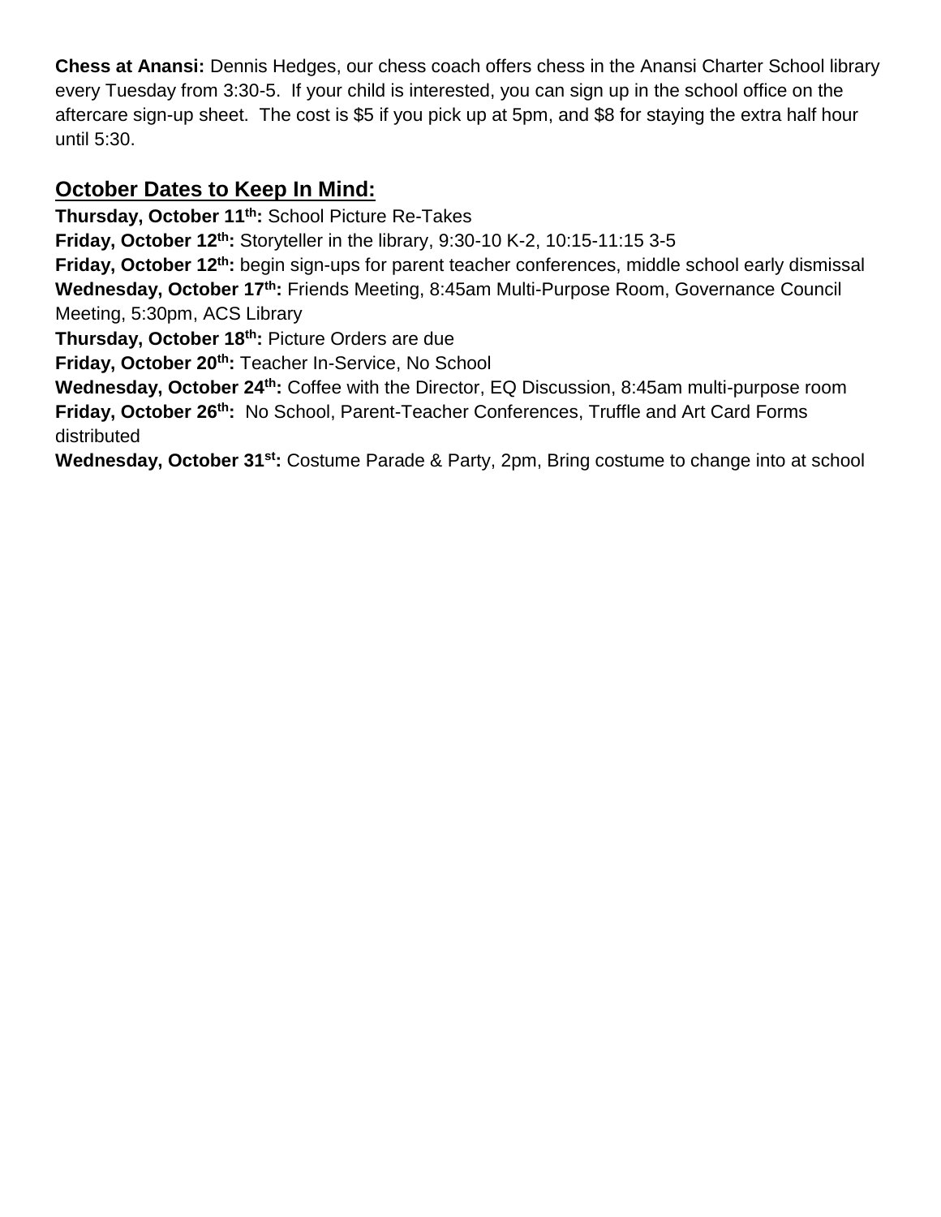**Chess at Anansi:** Dennis Hedges, our chess coach offers chess in the Anansi Charter School library every Tuesday from 3:30-5. If your child is interested, you can sign up in the school office on the aftercare sign-up sheet. The cost is $5 if you pick up at 5pm, and $8 for staying the extra half hour until 5:30.

## October Dates to Keep In Mind:

**Thursday, October 11th:** School Picture Re-Takes
**Friday, October 12th:** Storyteller in the library, 9:30-10 K-2, 10:15-11:15 3-5
**Friday, October 12th:** begin sign-ups for parent teacher conferences, middle school early dismissal
**Wednesday, October 17th:** Friends Meeting, 8:45am Multi-Purpose Room, Governance Council Meeting, 5:30pm, ACS Library
**Thursday, October 18th:** Picture Orders are due
**Friday, October 20th:** Teacher In-Service, No School
**Wednesday, October 24th:** Coffee with the Director, EQ Discussion, 8:45am multi-purpose room
**Friday, October 26th:** No School, Parent-Teacher Conferences, Truffle and Art Card Forms distributed
**Wednesday, October 31st:** Costume Parade & Party, 2pm, Bring costume to change into at school